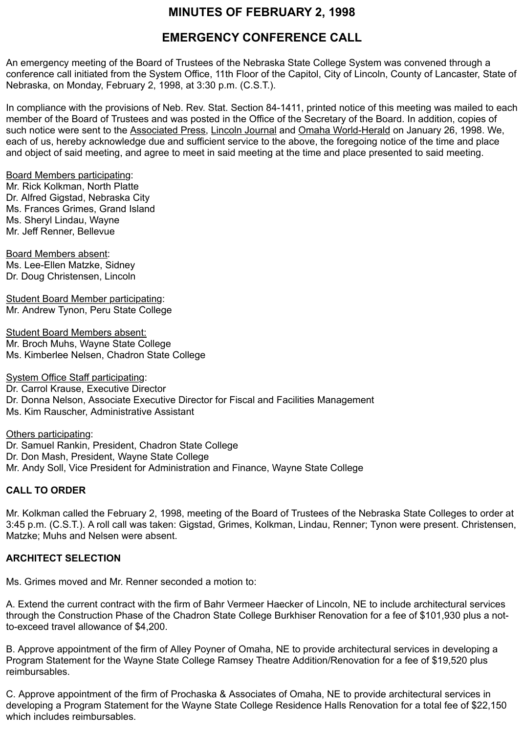# MINUTES OF FEBRUARY 2, 1998

## EMERGENCY CONFERENCE CALL

An emergency meeting of the Board of Trustees of the Nebraska State College System was convened through a conference call initiated from the System Office, 11th Floor of the Capitol, City of Lincoln, County of Lancaster, State of Nebraska, on Monday, February 2, 1998, at 3:30 p.m. (C.S.T.).

In compliance with the provisions of Neb. Rev. Stat. Section 84-1411, printed notice of this meeting was mailed to each member of the Board of Trustees and was posted in the Office of the Secretary of the Board. In addition, copies of such notice were sent to the Associated Press, Lincoln Journal and Omaha World-Herald on January 26, 1998. We, each of us, hereby acknowledge due and sufficient service to the above, the foregoing notice of the time and place and object of said meeting, and agree to meet in said meeting at the time and place presented to said meeting.

Board Members participating:
Mr. Rick Kolkman, North Platte
Dr. Alfred Gigstad, Nebraska City
Ms. Frances Grimes, Grand Island
Ms. Sheryl Lindau, Wayne
Mr. Jeff Renner, Bellevue

Board Members absent:
Ms. Lee-Ellen Matzke, Sidney
Dr. Doug Christensen, Lincoln

Student Board Member participating:
Mr. Andrew Tynon, Peru State College

Student Board Members absent:
Mr. Broch Muhs, Wayne State College
Ms. Kimberlee Nelsen, Chadron State College

System Office Staff participating:
Dr. Carrol Krause, Executive Director
Dr. Donna Nelson, Associate Executive Director for Fiscal and Facilities Management
Ms. Kim Rauscher, Administrative Assistant

Others participating:
Dr. Samuel Rankin, President, Chadron State College
Dr. Don Mash, President, Wayne State College
Mr. Andy Soll, Vice President for Administration and Finance, Wayne State College

**CALL TO ORDER**

Mr. Kolkman called the February 2, 1998, meeting of the Board of Trustees of the Nebraska State Colleges to order at 3:45 p.m. (C.S.T.). A roll call was taken: Gigstad, Grimes, Kolkman, Lindau, Renner; Tynon were present. Christensen, Matzke; Muhs and Nelsen were absent.

**ARCHITECT SELECTION**

Ms. Grimes moved and Mr. Renner seconded a motion to:

A. Extend the current contract with the firm of Bahr Vermeer Haecker of Lincoln, NE to include architectural services through the Construction Phase of the Chadron State College Burkhiser Renovation for a fee of $101,930 plus a not-to-exceed travel allowance of $4,200.

B. Approve appointment of the firm of Alley Poyner of Omaha, NE to provide architectural services in developing a Program Statement for the Wayne State College Ramsey Theatre Addition/Renovation for a fee of $19,520 plus reimbursables.

C. Approve appointment of the firm of Prochaska & Associates of Omaha, NE to provide architectural services in developing a Program Statement for the Wayne State College Residence Halls Renovation for a total fee of $22,150 which includes reimbursables.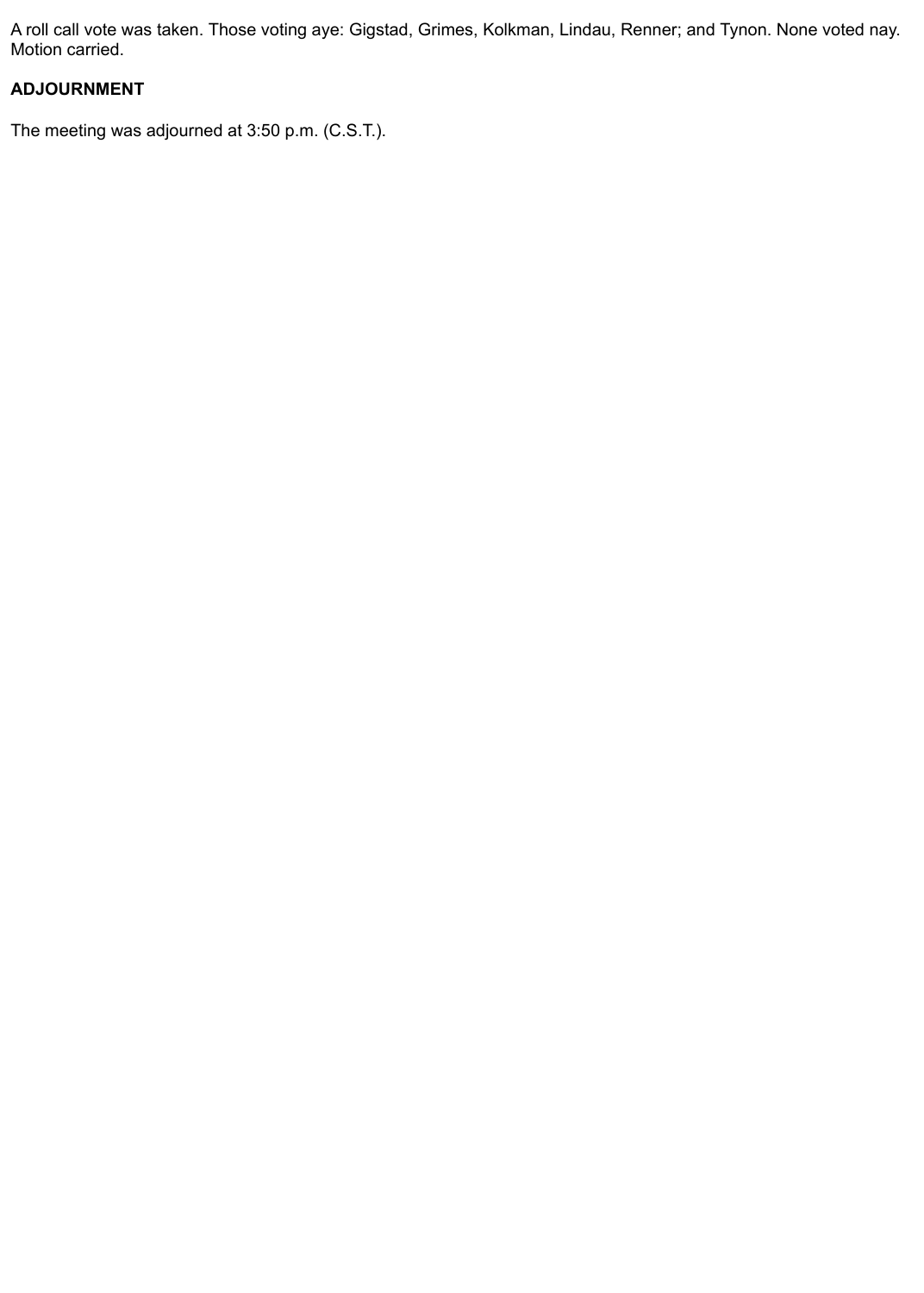A roll call vote was taken. Those voting aye: Gigstad, Grimes, Kolkman, Lindau, Renner; and Tynon. None voted nay. Motion carried.

## ADJOURNMENT

The meeting was adjourned at 3:50 p.m. (C.S.T.).